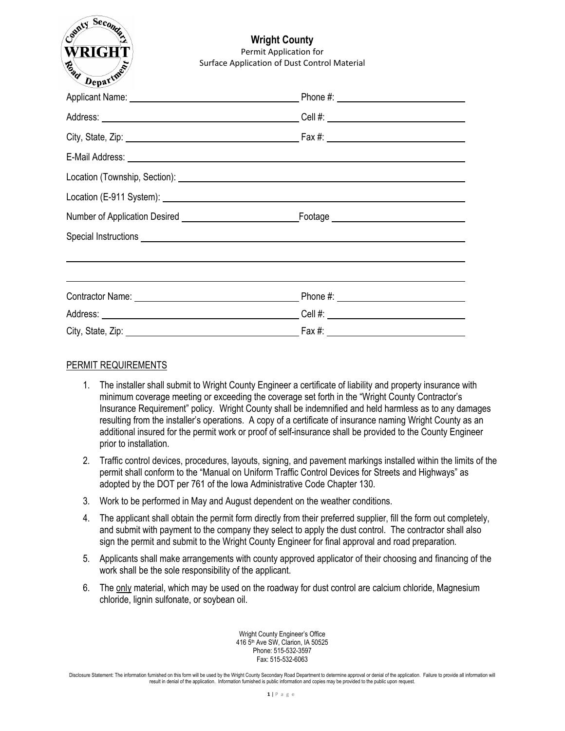# Wright County

Permit Application for
Surface Application of Dust Control Material

Applicant Name: ______________________ Phone #: ______________________

Address: ______________________ Cell #: ______________________

City, State, Zip: ______________________ Fax #: ______________________

E-Mail Address: ______________________

Location (Township, Section): ______________________

Location (E-911 System): ______________________

Number of Application Desired ______________________ Footage ______________________

Special Instructions ______________________

______________________

______________________

Contractor Name: ______________________ Phone #: ______________________

Address: ______________________ Cell #: ______________________

City, State, Zip: ______________________ Fax #: ______________________

## PERMIT REQUIREMENTS

1. The installer shall submit to Wright County Engineer a certificate of liability and property insurance with minimum coverage meeting or exceeding the coverage set forth in the "Wright County Contractor's Insurance Requirement" policy. Wright County shall be indemnified and held harmless as to any damages resulting from the installer's operations. A copy of a certificate of insurance naming Wright County as an additional insured for the permit work or proof of self-insurance shall be provided to the County Engineer prior to installation.
2. Traffic control devices, procedures, layouts, signing, and pavement markings installed within the limits of the permit shall conform to the "Manual on Uniform Traffic Control Devices for Streets and Highways" as adopted by the DOT per 761 of the Iowa Administrative Code Chapter 130.
3. Work to be performed in May and August dependent on the weather conditions.
4. The applicant shall obtain the permit form directly from their preferred supplier, fill the form out completely, and submit with payment to the company they select to apply the dust control. The contractor shall also sign the permit and submit to the Wright County Engineer for final approval and road preparation.
5. Applicants shall make arrangements with county approved applicator of their choosing and financing of the work shall be the sole responsibility of the applicant.
6. The only material, which may be used on the roadway for dust control are calcium chloride, Magnesium chloride, lignin sulfonate, or soybean oil.

Wright County Engineer's Office
416 5th Ave SW, Clarion, IA 50525
Phone: 515-532-3597
Fax: 515-532-6063

Disclosure Statement: The information furnished on this form will be used by the Wright County Secondary Road Department to determine approval or denial of the application. Failure to provide all information will result in denial of the application. Information furnished is public information and copies may be provided to the public upon request.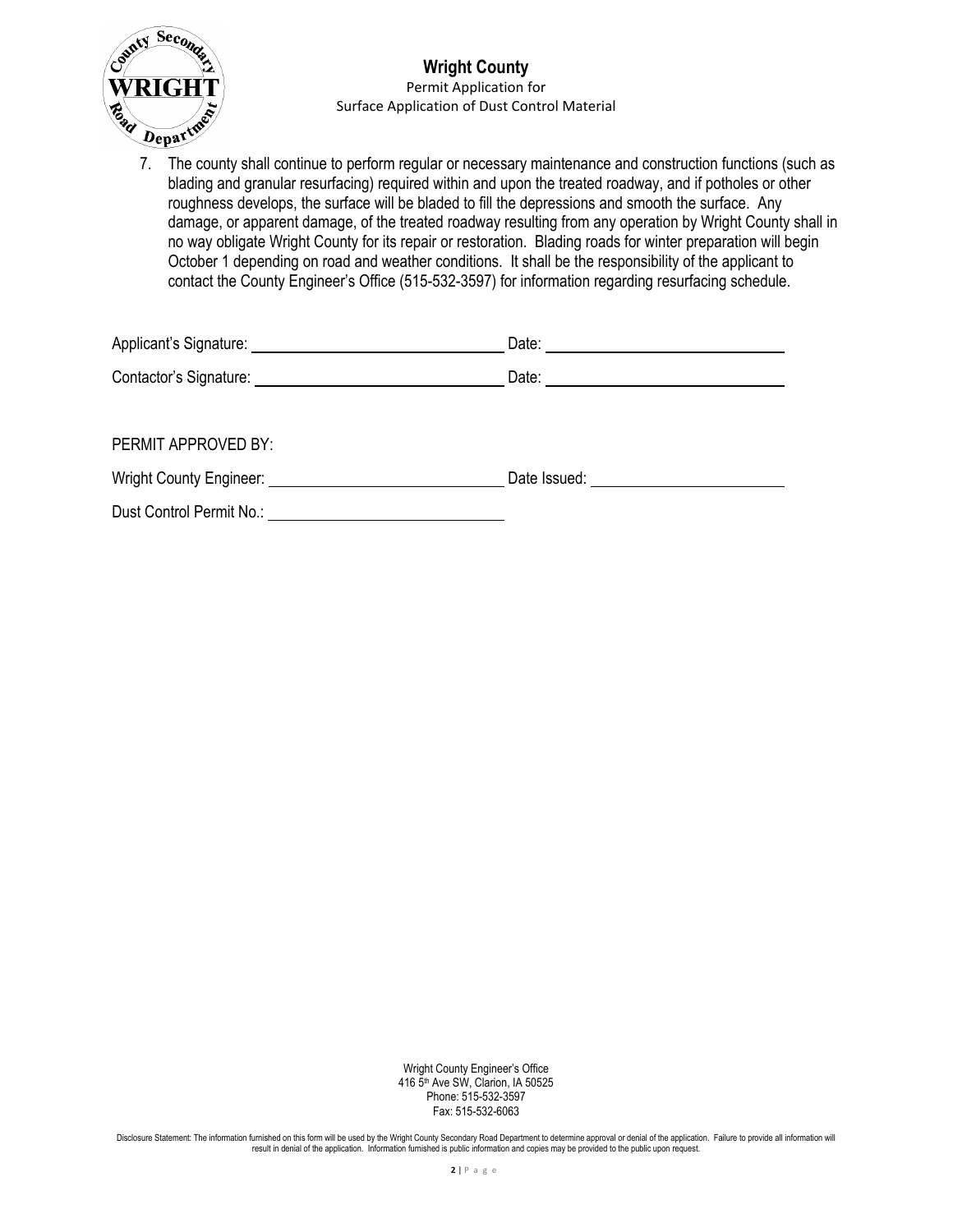7. The county shall continue to perform regular or necessary maintenance and construction functions (such as blading and granular resurfacing) required within and upon the treated roadway, and if potholes or other roughness develops, the surface will be bladed to fill the depressions and smooth the surface. Any damage, or apparent damage, of the treated roadway resulting from any operation by Wright County shall in no way obligate Wright County for its repair or restoration. Blading roads for winter preparation will begin October 1 depending on road and weather conditions. It shall be the responsibility of the applicant to contact the County Engineer's Office (515-532-3597) for information regarding resurfacing schedule.

Applicant's Signature: ______________________________ Date: ______________________________

Contactor's Signature: ______________________________ Date: ______________________________

PERMIT APPROVED BY:

Wright County Engineer: ______________________________ Date Issued: ________________________

Dust Control Permit No.: ______________________________

Wright County Engineer's Office
416 5th Ave SW, Clarion, IA 50525
Phone: 515-532-3597
Fax: 515-532-6063

Disclosure Statement: The information furnished on this form will be used by the Wright County Secondary Road Department to determine approval or denial of the application. Failure to provide all information will result in denial of the application. Information furnished is public information and copies may be provided to the public upon request.